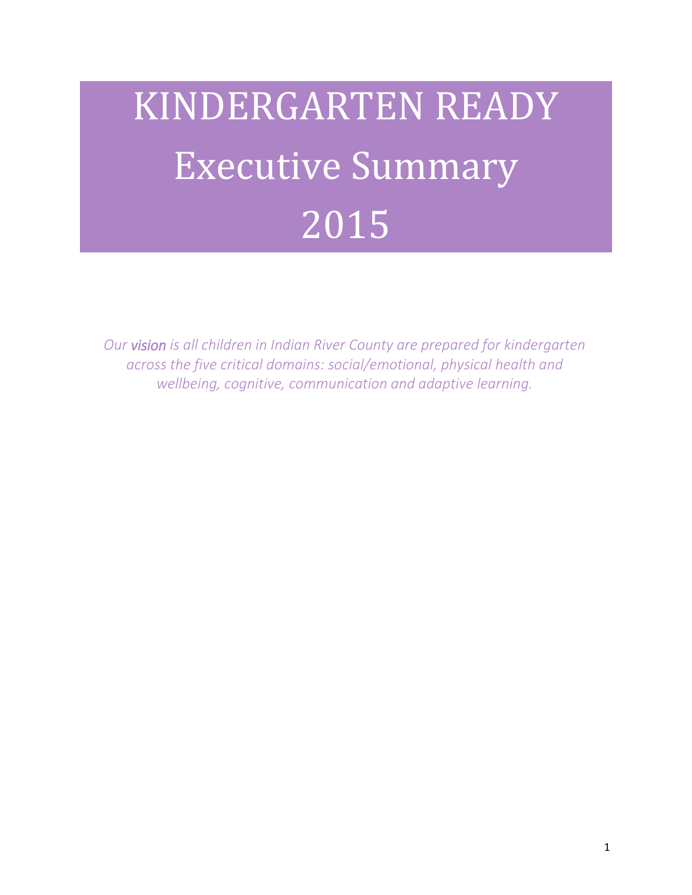# KINDERGARTEN READY
# Executive Summary
# 2015

*Our vision is all children in Indian River County are prepared for kindergarten across the five critical domains: social/emotional, physical health and wellbeing, cognitive, communication and adaptive learning.*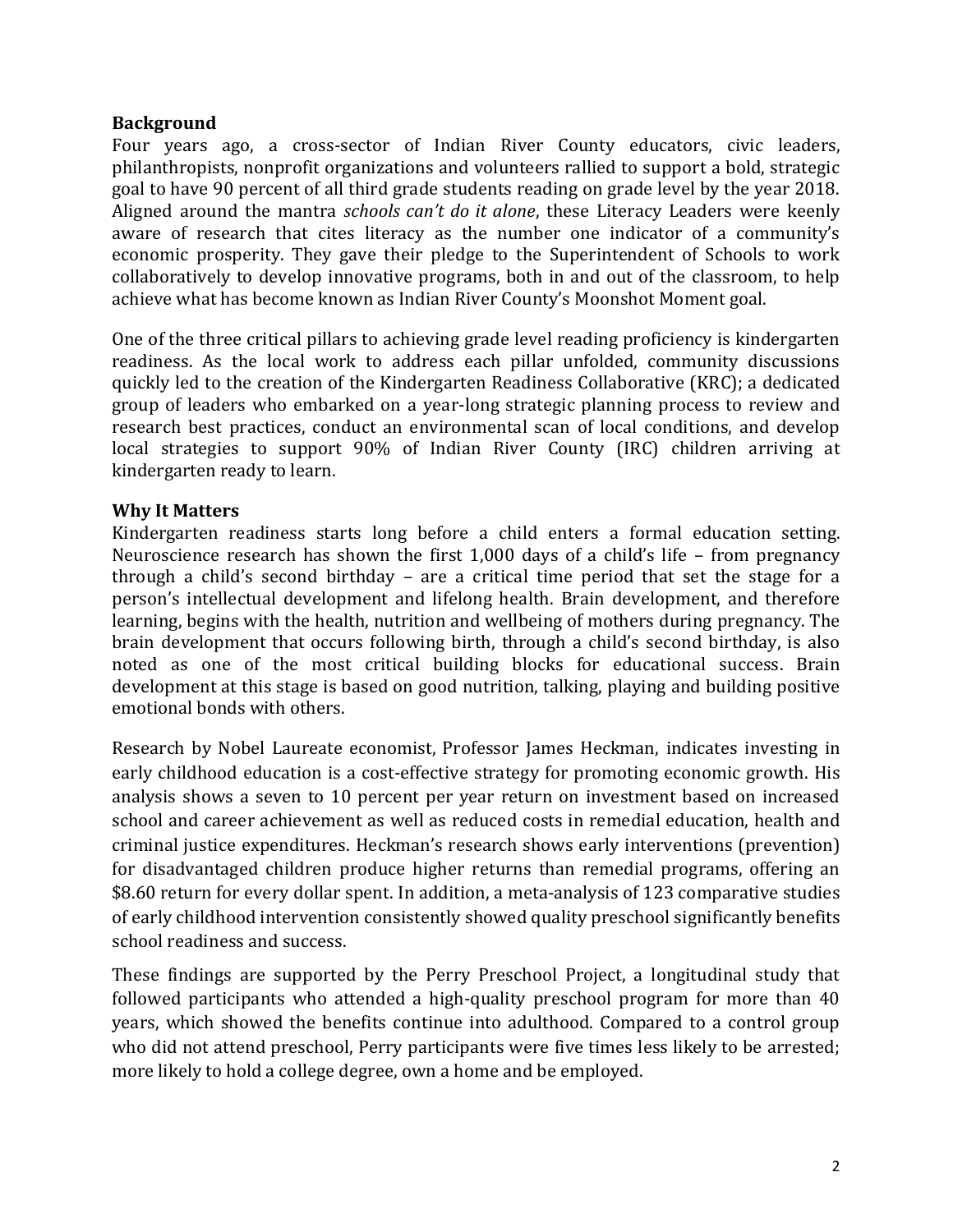**Background**

Four years ago, a cross-sector of Indian River County educators, civic leaders, philanthropists, nonprofit organizations and volunteers rallied to support a bold, strategic goal to have 90 percent of all third grade students reading on grade level by the year 2018. Aligned around the mantra *schools can't do it alone*, these Literacy Leaders were keenly aware of research that cites literacy as the number one indicator of a community's economic prosperity. They gave their pledge to the Superintendent of Schools to work collaboratively to develop innovative programs, both in and out of the classroom, to help achieve what has become known as Indian River County's Moonshot Moment goal.

One of the three critical pillars to achieving grade level reading proficiency is kindergarten readiness. As the local work to address each pillar unfolded, community discussions quickly led to the creation of the Kindergarten Readiness Collaborative (KRC); a dedicated group of leaders who embarked on a year-long strategic planning process to review and research best practices, conduct an environmental scan of local conditions, and develop local strategies to support 90% of Indian River County (IRC) children arriving at kindergarten ready to learn.

**Why It Matters**

Kindergarten readiness starts long before a child enters a formal education setting. Neuroscience research has shown the first 1,000 days of a child's life – from pregnancy through a child's second birthday – are a critical time period that set the stage for a person's intellectual development and lifelong health. Brain development, and therefore learning, begins with the health, nutrition and wellbeing of mothers during pregnancy. The brain development that occurs following birth, through a child's second birthday, is also noted as one of the most critical building blocks for educational success. Brain development at this stage is based on good nutrition, talking, playing and building positive emotional bonds with others.

Research by Nobel Laureate economist, Professor James Heckman, indicates investing in early childhood education is a cost-effective strategy for promoting economic growth. His analysis shows a seven to 10 percent per year return on investment based on increased school and career achievement as well as reduced costs in remedial education, health and criminal justice expenditures. Heckman's research shows early interventions (prevention) for disadvantaged children produce higher returns than remedial programs, offering an $8.60 return for every dollar spent. In addition, a meta-analysis of 123 comparative studies of early childhood intervention consistently showed quality preschool significantly benefits school readiness and success.

These findings are supported by the Perry Preschool Project, a longitudinal study that followed participants who attended a high-quality preschool program for more than 40 years, which showed the benefits continue into adulthood. Compared to a control group who did not attend preschool, Perry participants were five times less likely to be arrested; more likely to hold a college degree, own a home and be employed.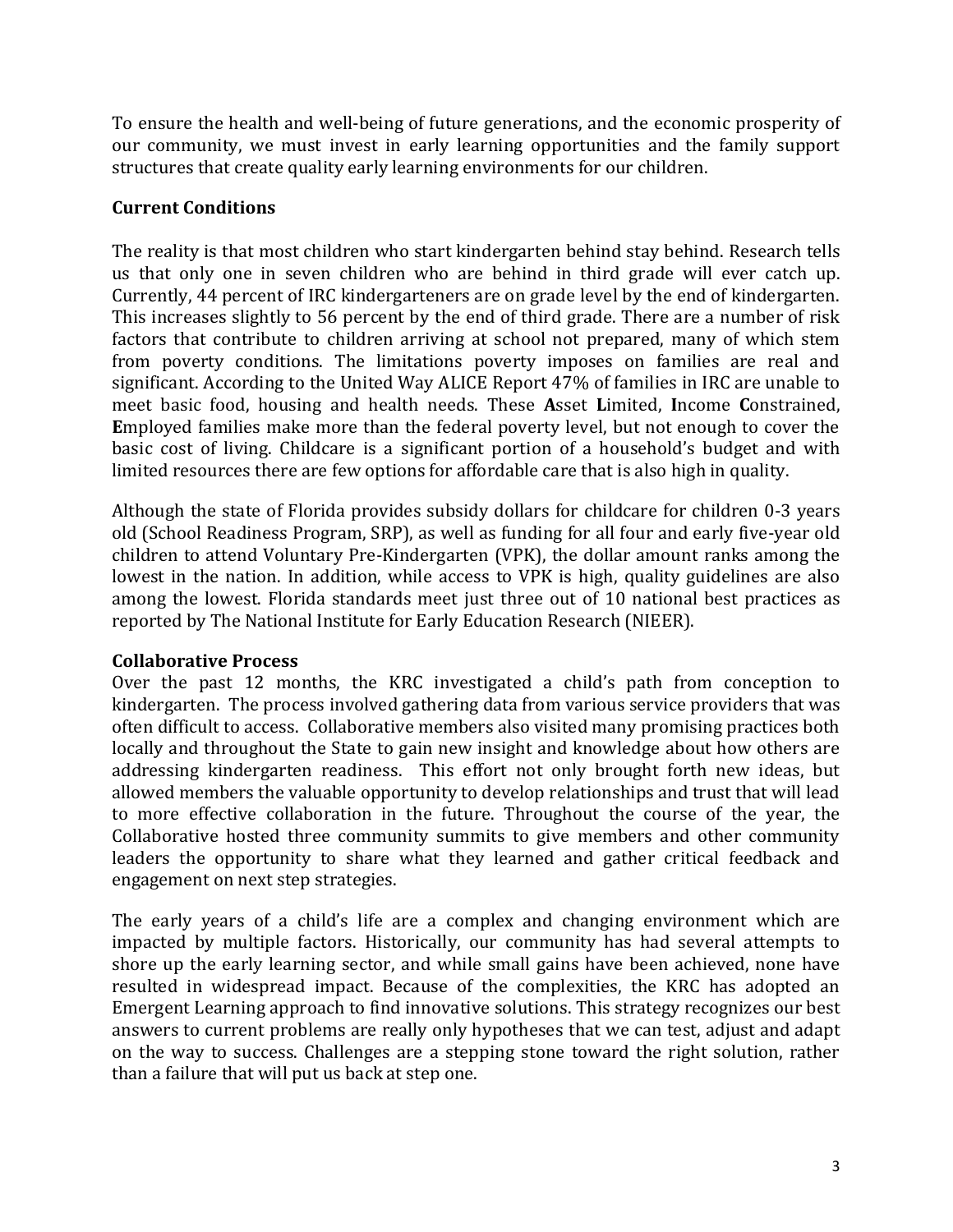To ensure the health and well-being of future generations, and the economic prosperity of our community, we must invest in early learning opportunities and the family support structures that create quality early learning environments for our children.

## Current Conditions

The reality is that most children who start kindergarten behind stay behind. Research tells us that only one in seven children who are behind in third grade will ever catch up. Currently, 44 percent of IRC kindergarteners are on grade level by the end of kindergarten. This increases slightly to 56 percent by the end of third grade. There are a number of risk factors that contribute to children arriving at school not prepared, many of which stem from poverty conditions. The limitations poverty imposes on families are real and significant. According to the United Way ALICE Report 47% of families in IRC are unable to meet basic food, housing and health needs. These **A**sset **L**imited, **I**ncome **C**onstrained, **E**mployed families make more than the federal poverty level, but not enough to cover the basic cost of living. Childcare is a significant portion of a household's budget and with limited resources there are few options for affordable care that is also high in quality.

Although the state of Florida provides subsidy dollars for childcare for children 0-3 years old (School Readiness Program, SRP), as well as funding for all four and early five-year old children to attend Voluntary Pre-Kindergarten (VPK), the dollar amount ranks among the lowest in the nation. In addition, while access to VPK is high, quality guidelines are also among the lowest. Florida standards meet just three out of 10 national best practices as reported by The National Institute for Early Education Research (NIEER).

## Collaborative Process

Over the past 12 months, the KRC investigated a child's path from conception to kindergarten. The process involved gathering data from various service providers that was often difficult to access. Collaborative members also visited many promising practices both locally and throughout the State to gain new insight and knowledge about how others are addressing kindergarten readiness. This effort not only brought forth new ideas, but allowed members the valuable opportunity to develop relationships and trust that will lead to more effective collaboration in the future. Throughout the course of the year, the Collaborative hosted three community summits to give members and other community leaders the opportunity to share what they learned and gather critical feedback and engagement on next step strategies.

The early years of a child's life are a complex and changing environment which are impacted by multiple factors. Historically, our community has had several attempts to shore up the early learning sector, and while small gains have been achieved, none have resulted in widespread impact. Because of the complexities, the KRC has adopted an Emergent Learning approach to find innovative solutions. This strategy recognizes our best answers to current problems are really only hypotheses that we can test, adjust and adapt on the way to success. Challenges are a stepping stone toward the right solution, rather than a failure that will put us back at step one.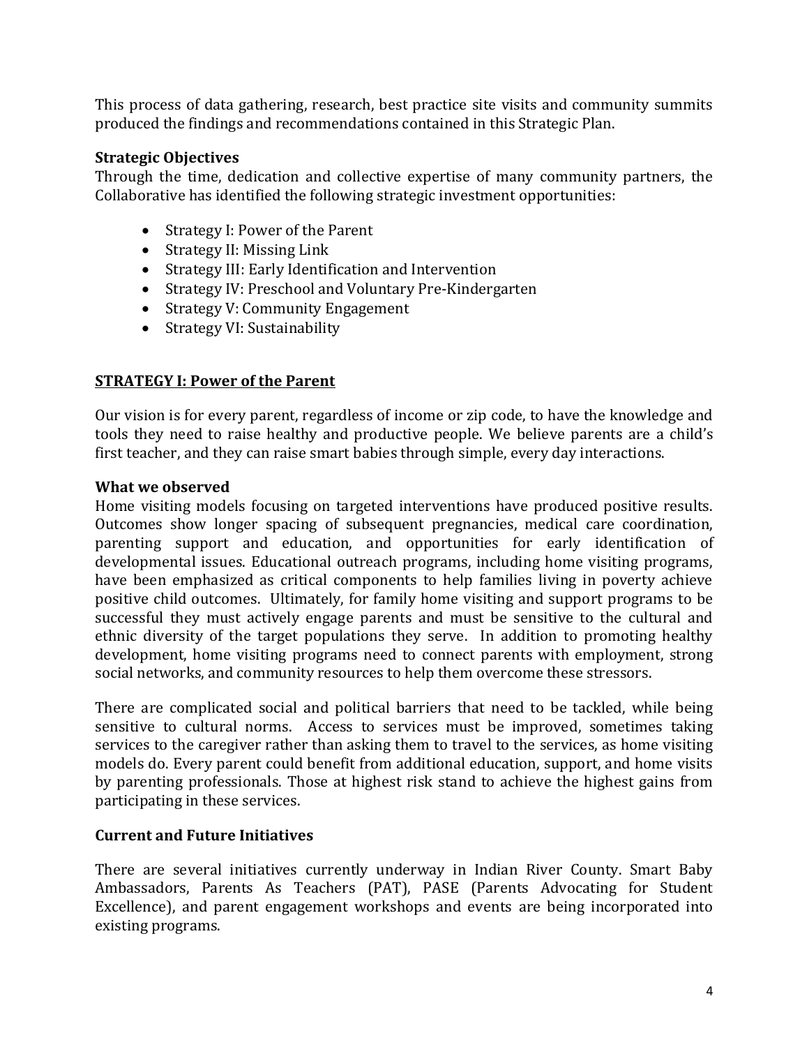This process of data gathering, research, best practice site visits and community summits produced the findings and recommendations contained in this Strategic Plan.

### Strategic Objectives

Through the time, dedication and collective expertise of many community partners, the Collaborative has identified the following strategic investment opportunities:

- Strategy I: Power of the Parent
- Strategy II: Missing Link
- Strategy III: Early Identification and Intervention
- Strategy IV: Preschool and Voluntary Pre-Kindergarten
- Strategy V: Community Engagement
- Strategy VI: Sustainability

## STRATEGY I: Power of the Parent

Our vision is for every parent, regardless of income or zip code, to have the knowledge and tools they need to raise healthy and productive people. We believe parents are a child's first teacher, and they can raise smart babies through simple, every day interactions.

### What we observed

Home visiting models focusing on targeted interventions have produced positive results. Outcomes show longer spacing of subsequent pregnancies, medical care coordination, parenting support and education, and opportunities for early identification of developmental issues. Educational outreach programs, including home visiting programs, have been emphasized as critical components to help families living in poverty achieve positive child outcomes. Ultimately, for family home visiting and support programs to be successful they must actively engage parents and must be sensitive to the cultural and ethnic diversity of the target populations they serve. In addition to promoting healthy development, home visiting programs need to connect parents with employment, strong social networks, and community resources to help them overcome these stressors.

There are complicated social and political barriers that need to be tackled, while being sensitive to cultural norms. Access to services must be improved, sometimes taking services to the caregiver rather than asking them to travel to the services, as home visiting models do. Every parent could benefit from additional education, support, and home visits by parenting professionals. Those at highest risk stand to achieve the highest gains from participating in these services.

### Current and Future Initiatives

There are several initiatives currently underway in Indian River County. Smart Baby Ambassadors, Parents As Teachers (PAT), PASE (Parents Advocating for Student Excellence), and parent engagement workshops and events are being incorporated into existing programs.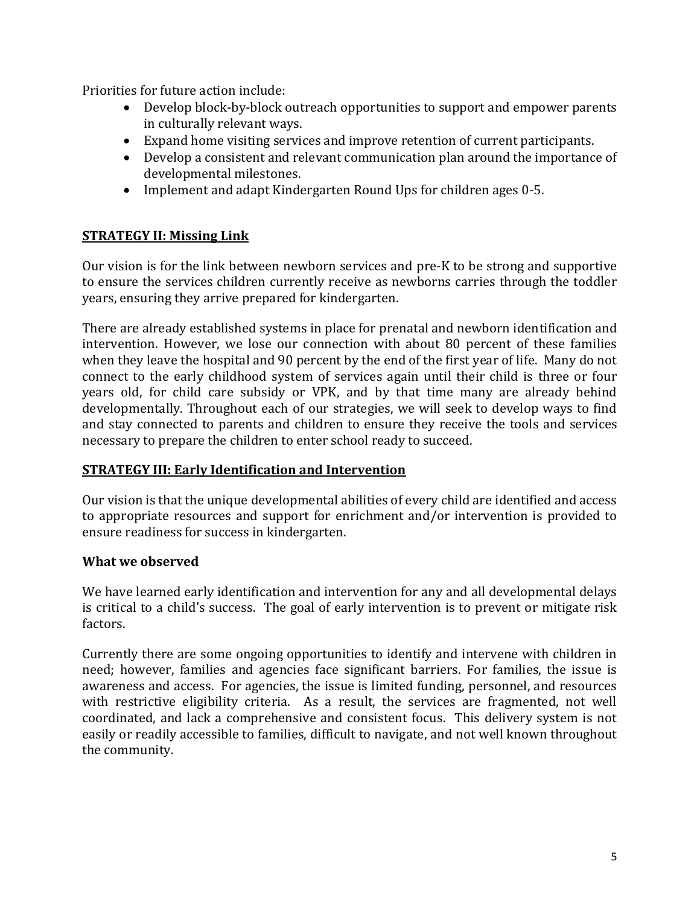Priorities for future action include:

- Develop block-by-block outreach opportunities to support and empower parents in culturally relevant ways.
- Expand home visiting services and improve retention of current participants.
- Develop a consistent and relevant communication plan around the importance of developmental milestones.
- Implement and adapt Kindergarten Round Ups for children ages 0-5.

## **STRATEGY II: Missing Link**

Our vision is for the link between newborn services and pre-K to be strong and supportive to ensure the services children currently receive as newborns carries through the toddler years, ensuring they arrive prepared for kindergarten.

There are already established systems in place for prenatal and newborn identification and intervention. However, we lose our connection with about 80 percent of these families when they leave the hospital and 90 percent by the end of the first year of life. Many do not connect to the early childhood system of services again until their child is three or four years old, for child care subsidy or VPK, and by that time many are already behind developmentally. Throughout each of our strategies, we will seek to develop ways to find and stay connected to parents and children to ensure they receive the tools and services necessary to prepare the children to enter school ready to succeed.

## **STRATEGY III: Early Identification and Intervention**

Our vision is that the unique developmental abilities of every child are identified and access to appropriate resources and support for enrichment and/or intervention is provided to ensure readiness for success in kindergarten.

### What we observed

We have learned early identification and intervention for any and all developmental delays is critical to a child's success. The goal of early intervention is to prevent or mitigate risk factors.

Currently there are some ongoing opportunities to identify and intervene with children in need; however, families and agencies face significant barriers. For families, the issue is awareness and access. For agencies, the issue is limited funding, personnel, and resources with restrictive eligibility criteria. As a result, the services are fragmented, not well coordinated, and lack a comprehensive and consistent focus. This delivery system is not easily or readily accessible to families, difficult to navigate, and not well known throughout the community.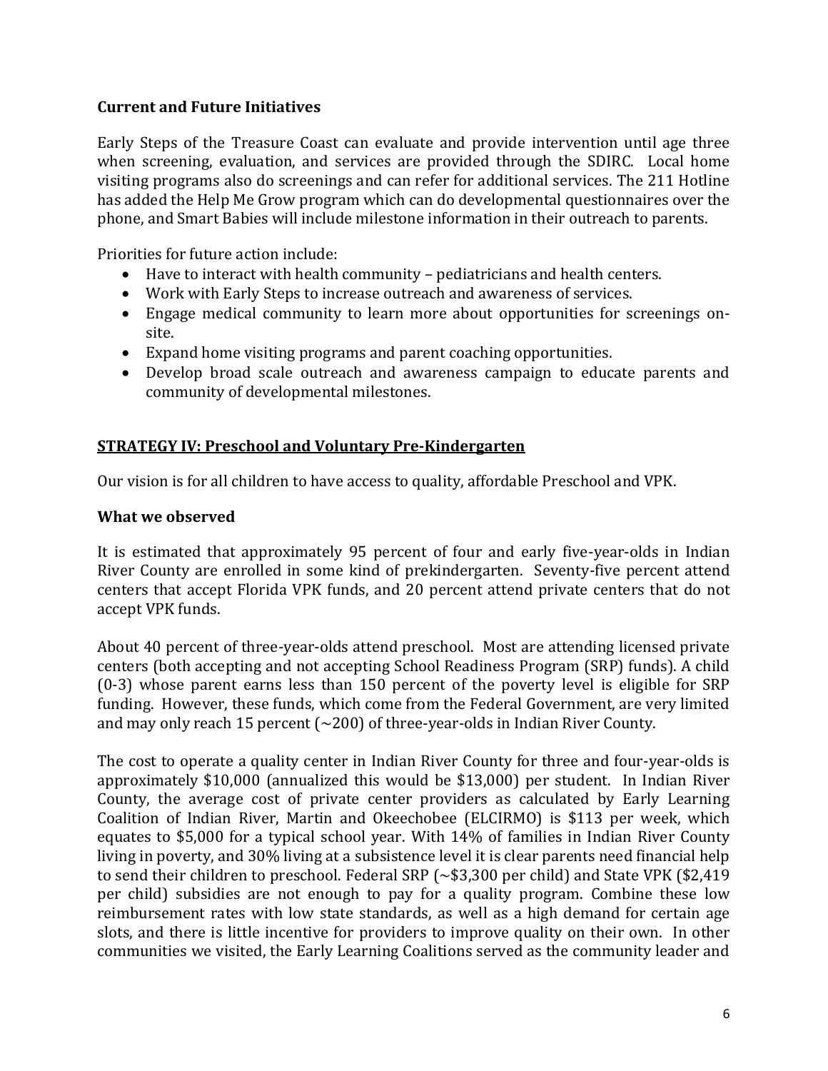### Current and Future Initiatives

Early Steps of the Treasure Coast can evaluate and provide intervention until age three when screening, evaluation, and services are provided through the SDIRC. Local home visiting programs also do screenings and can refer for additional services. The 211 Hotline has added the Help Me Grow program which can do developmental questionnaires over the phone, and Smart Babies will include milestone information in their outreach to parents.

Priorities for future action include:

- Have to interact with health community – pediatricians and health centers.
- Work with Early Steps to increase outreach and awareness of services.
- Engage medical community to learn more about opportunities for screenings on-site.
- Expand home visiting programs and parent coaching opportunities.
- Develop broad scale outreach and awareness campaign to educate parents and community of developmental milestones.

## STRATEGY IV: Preschool and Voluntary Pre-Kindergarten

Our vision is for all children to have access to quality, affordable Preschool and VPK.

### What we observed

It is estimated that approximately 95 percent of four and early five-year-olds in Indian River County are enrolled in some kind of prekindergarten. Seventy-five percent attend centers that accept Florida VPK funds, and 20 percent attend private centers that do not accept VPK funds.

About 40 percent of three-year-olds attend preschool. Most are attending licensed private centers (both accepting and not accepting School Readiness Program (SRP) funds). A child (0-3) whose parent earns less than 150 percent of the poverty level is eligible for SRP funding. However, these funds, which come from the Federal Government, are very limited and may only reach 15 percent (~200) of three-year-olds in Indian River County.

The cost to operate a quality center in Indian River County for three and four-year-olds is approximately $10,000 (annualized this would be $13,000) per student. In Indian River County, the average cost of private center providers as calculated by Early Learning Coalition of Indian River, Martin and Okeechobee (ELCIRMO) is $113 per week, which equates to $5,000 for a typical school year. With 14% of families in Indian River County living in poverty, and 30% living at a subsistence level it is clear parents need financial help to send their children to preschool. Federal SRP (~$3,300 per child) and State VPK ($2,419 per child) subsidies are not enough to pay for a quality program. Combine these low reimbursement rates with low state standards, as well as a high demand for certain age slots, and there is little incentive for providers to improve quality on their own. In other communities we visited, the Early Learning Coalitions served as the community leader and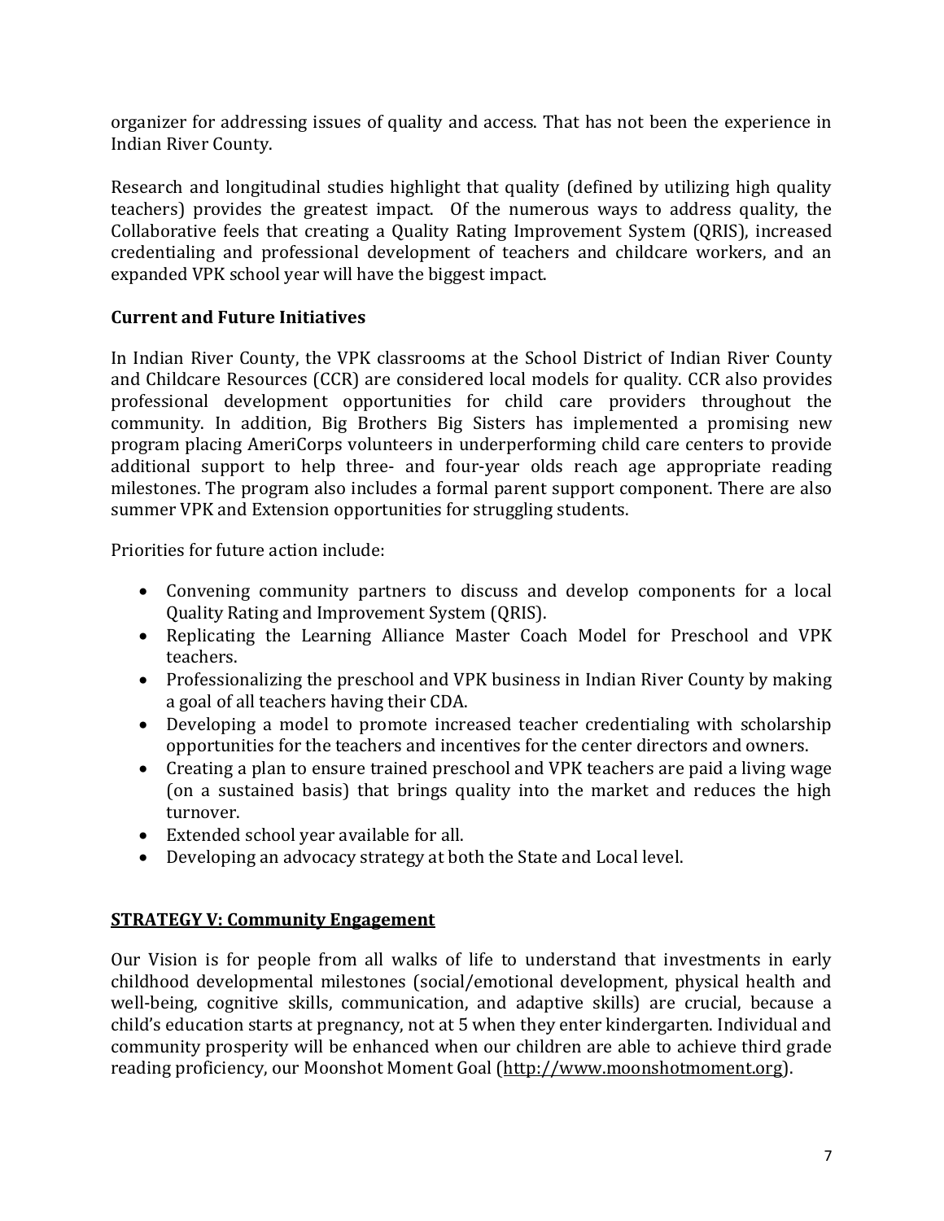organizer for addressing issues of quality and access. That has not been the experience in Indian River County.

Research and longitudinal studies highlight that quality (defined by utilizing high quality teachers) provides the greatest impact. Of the numerous ways to address quality, the Collaborative feels that creating a Quality Rating Improvement System (QRIS), increased credentialing and professional development of teachers and childcare workers, and an expanded VPK school year will have the biggest impact.

### Current and Future Initiatives

In Indian River County, the VPK classrooms at the School District of Indian River County and Childcare Resources (CCR) are considered local models for quality. CCR also provides professional development opportunities for child care providers throughout the community. In addition, Big Brothers Big Sisters has implemented a promising new program placing AmeriCorps volunteers in underperforming child care centers to provide additional support to help three- and four-year olds reach age appropriate reading milestones. The program also includes a formal parent support component. There are also summer VPK and Extension opportunities for struggling students.

Priorities for future action include:

- Convening community partners to discuss and develop components for a local Quality Rating and Improvement System (QRIS).
- Replicating the Learning Alliance Master Coach Model for Preschool and VPK teachers.
- Professionalizing the preschool and VPK business in Indian River County by making a goal of all teachers having their CDA.
- Developing a model to promote increased teacher credentialing with scholarship opportunities for the teachers and incentives for the center directors and owners.
- Creating a plan to ensure trained preschool and VPK teachers are paid a living wage (on a sustained basis) that brings quality into the market and reduces the high turnover.
- Extended school year available for all.
- Developing an advocacy strategy at both the State and Local level.

## STRATEGY V: Community Engagement

Our Vision is for people from all walks of life to understand that investments in early childhood developmental milestones (social/emotional development, physical health and well-being, cognitive skills, communication, and adaptive skills) are crucial, because a child's education starts at pregnancy, not at 5 when they enter kindergarten. Individual and community prosperity will be enhanced when our children are able to achieve third grade reading proficiency, our Moonshot Moment Goal (http://www.moonshotmoment.org).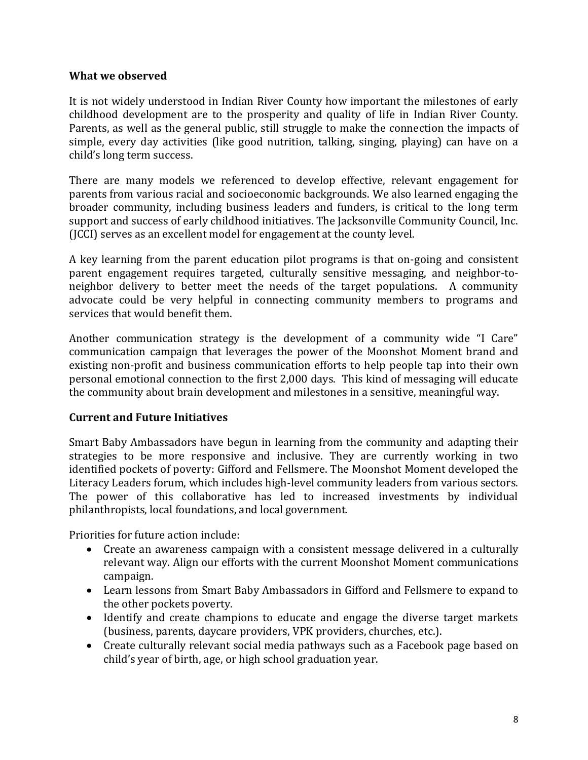**What we observed**

It is not widely understood in Indian River County how important the milestones of early childhood development are to the prosperity and quality of life in Indian River County. Parents, as well as the general public, still struggle to make the connection the impacts of simple, every day activities (like good nutrition, talking, singing, playing) can have on a child's long term success.

There are many models we referenced to develop effective, relevant engagement for parents from various racial and socioeconomic backgrounds. We also learned engaging the broader community, including business leaders and funders, is critical to the long term support and success of early childhood initiatives. The Jacksonville Community Council, Inc. (JCCI) serves as an excellent model for engagement at the county level.

A key learning from the parent education pilot programs is that on-going and consistent parent engagement requires targeted, culturally sensitive messaging, and neighbor-to-neighbor delivery to better meet the needs of the target populations. A community advocate could be very helpful in connecting community members to programs and services that would benefit them.

Another communication strategy is the development of a community wide "I Care" communication campaign that leverages the power of the Moonshot Moment brand and existing non-profit and business communication efforts to help people tap into their own personal emotional connection to the first 2,000 days. This kind of messaging will educate the community about brain development and milestones in a sensitive, meaningful way.

**Current and Future Initiatives**

Smart Baby Ambassadors have begun in learning from the community and adapting their strategies to be more responsive and inclusive. They are currently working in two identified pockets of poverty: Gifford and Fellsmere. The Moonshot Moment developed the Literacy Leaders forum, which includes high-level community leaders from various sectors. The power of this collaborative has led to increased investments by individual philanthropists, local foundations, and local government.

Priorities for future action include:

- Create an awareness campaign with a consistent message delivered in a culturally relevant way. Align our efforts with the current Moonshot Moment communications campaign.
- Learn lessons from Smart Baby Ambassadors in Gifford and Fellsmere to expand to the other pockets poverty.
- Identify and create champions to educate and engage the diverse target markets (business, parents, daycare providers, VPK providers, churches, etc.).
- Create culturally relevant social media pathways such as a Facebook page based on child's year of birth, age, or high school graduation year.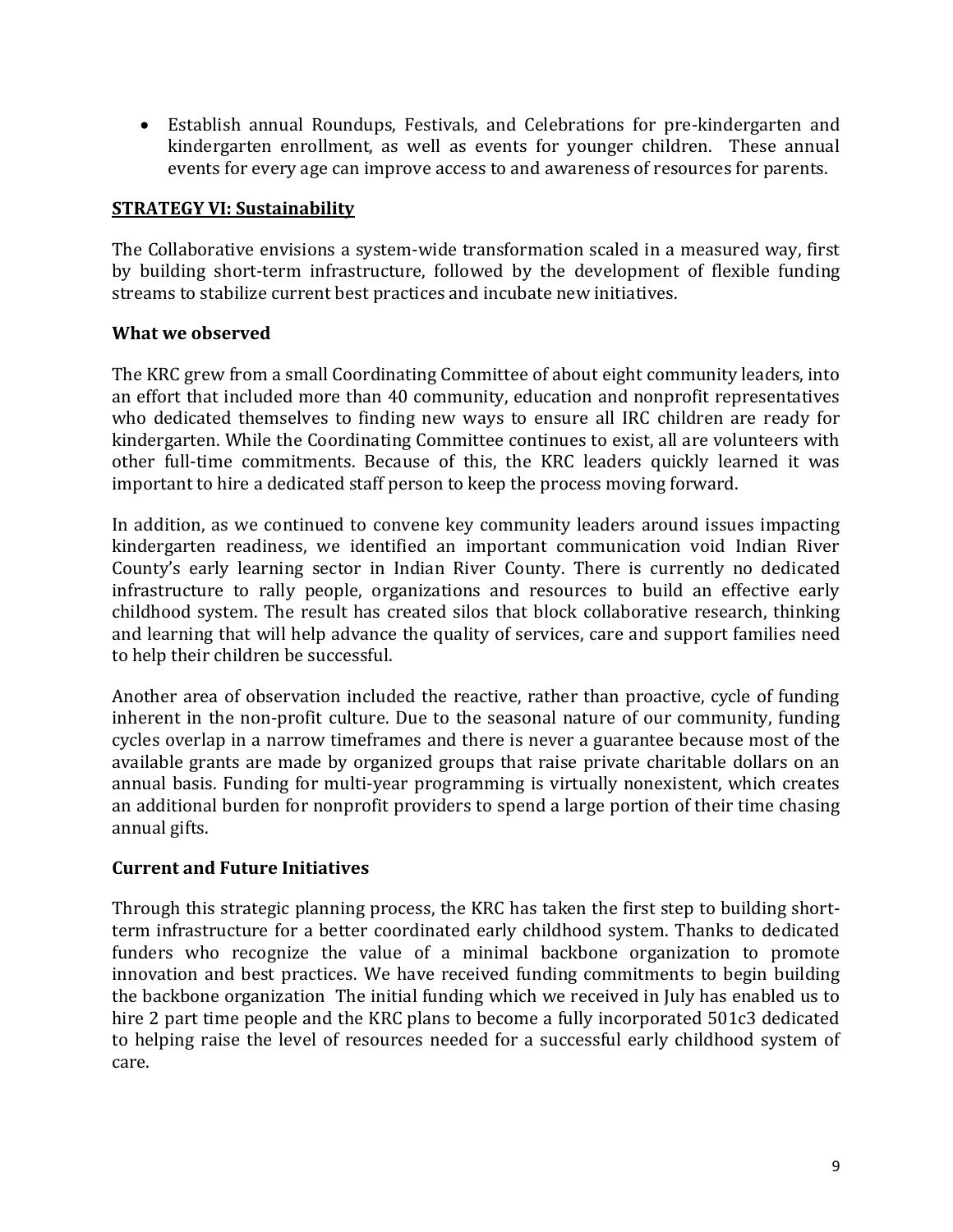- Establish annual Roundups, Festivals, and Celebrations for pre-kindergarten and kindergarten enrollment, as well as events for younger children. These annual events for every age can improve access to and awareness of resources for parents.

## STRATEGY VI: Sustainability

The Collaborative envisions a system-wide transformation scaled in a measured way, first by building short-term infrastructure, followed by the development of flexible funding streams to stabilize current best practices and incubate new initiatives.

### What we observed

The KRC grew from a small Coordinating Committee of about eight community leaders, into an effort that included more than 40 community, education and nonprofit representatives who dedicated themselves to finding new ways to ensure all IRC children are ready for kindergarten. While the Coordinating Committee continues to exist, all are volunteers with other full-time commitments. Because of this, the KRC leaders quickly learned it was important to hire a dedicated staff person to keep the process moving forward.

In addition, as we continued to convene key community leaders around issues impacting kindergarten readiness, we identified an important communication void Indian River County's early learning sector in Indian River County. There is currently no dedicated infrastructure to rally people, organizations and resources to build an effective early childhood system. The result has created silos that block collaborative research, thinking and learning that will help advance the quality of services, care and support families need to help their children be successful.

Another area of observation included the reactive, rather than proactive, cycle of funding inherent in the non-profit culture. Due to the seasonal nature of our community, funding cycles overlap in a narrow timeframes and there is never a guarantee because most of the available grants are made by organized groups that raise private charitable dollars on an annual basis. Funding for multi-year programming is virtually nonexistent, which creates an additional burden for nonprofit providers to spend a large portion of their time chasing annual gifts.

### Current and Future Initiatives

Through this strategic planning process, the KRC has taken the first step to building short-term infrastructure for a better coordinated early childhood system. Thanks to dedicated funders who recognize the value of a minimal backbone organization to promote innovation and best practices. We have received funding commitments to begin building the backbone organization The initial funding which we received in July has enabled us to hire 2 part time people and the KRC plans to become a fully incorporated 501c3 dedicated to helping raise the level of resources needed for a successful early childhood system of care.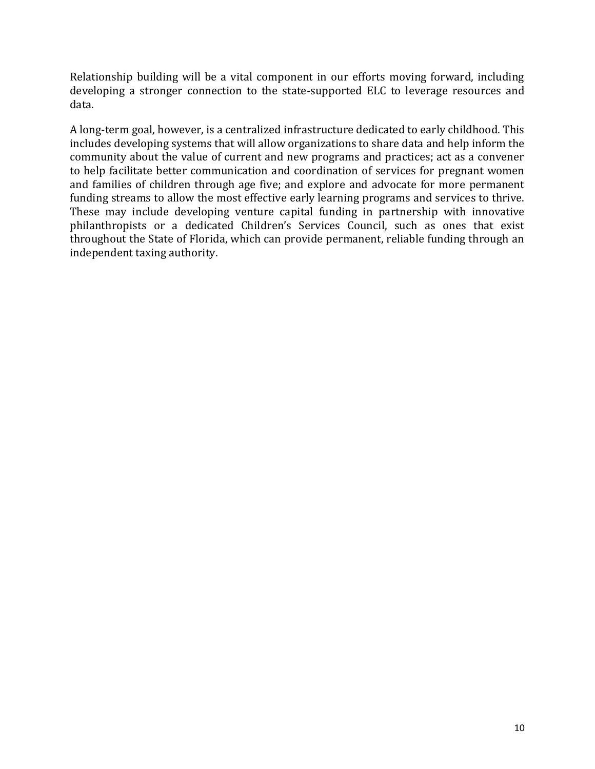Relationship building will be a vital component in our efforts moving forward, including developing a stronger connection to the state-supported ELC to leverage resources and data.

A long-term goal, however, is a centralized infrastructure dedicated to early childhood. This includes developing systems that will allow organizations to share data and help inform the community about the value of current and new programs and practices; act as a convener to help facilitate better communication and coordination of services for pregnant women and families of children through age five; and explore and advocate for more permanent funding streams to allow the most effective early learning programs and services to thrive. These may include developing venture capital funding in partnership with innovative philanthropists or a dedicated Children's Services Council, such as ones that exist throughout the State of Florida, which can provide permanent, reliable funding through an independent taxing authority.